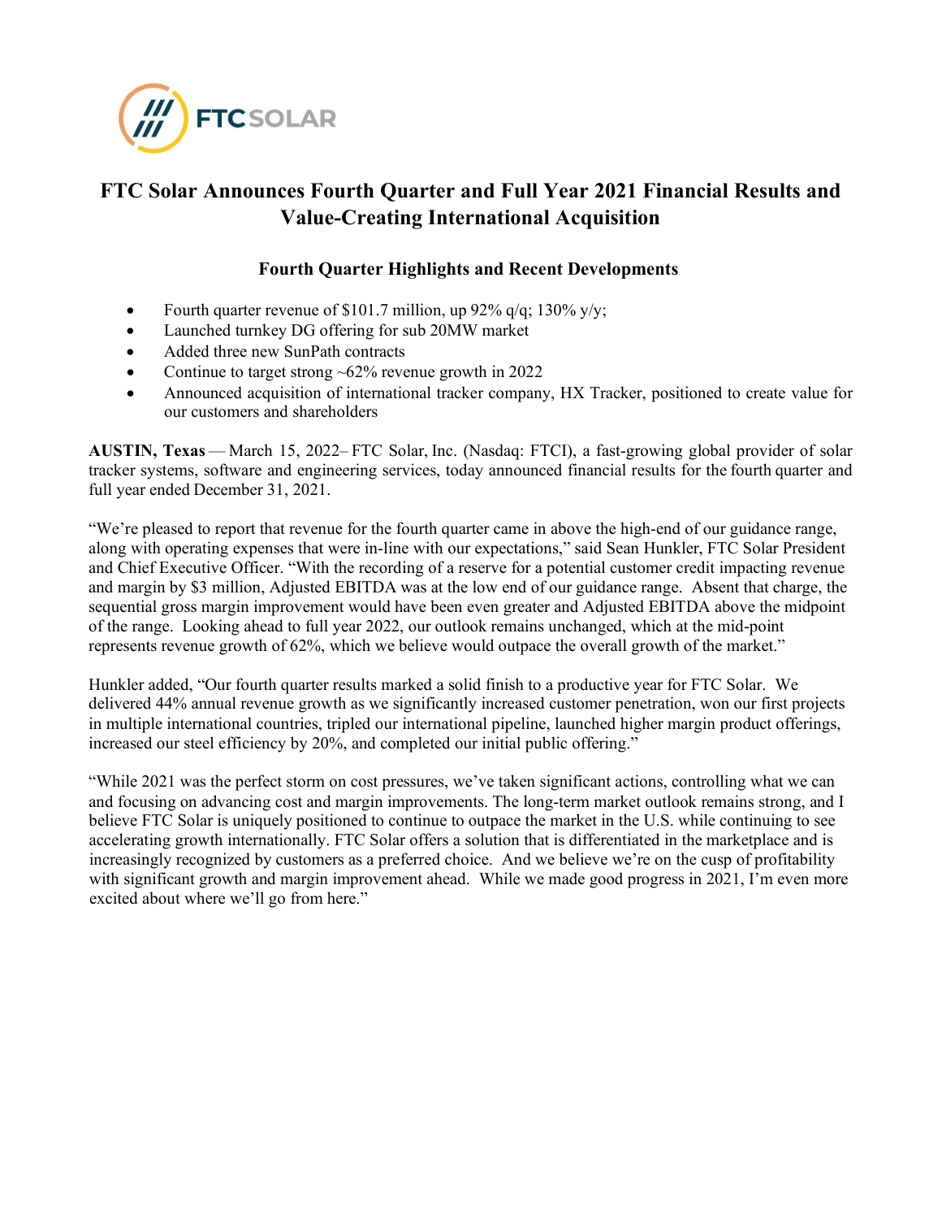# FTC Solar Announces Fourth Quarter and Full Year 2021 Financial Results and Value-Creating International Acquisition

## Fourth Quarter Highlights and Recent Developments

- Fourth quarter revenue of $101.7 million, up 92% q/q; 130% y/y;
- Launched turnkey DG offering for sub 20MW market
- Added three new SunPath contracts
- Continue to target strong ~62% revenue growth in 2022
- Announced acquisition of international tracker company, HX Tracker, positioned to create value for our customers and shareholders

**AUSTIN, Texas** — March 15, 2022– FTC Solar, Inc. (Nasdaq: FTCI), a fast-growing global provider of solar tracker systems, software and engineering services, today announced financial results for the fourth quarter and full year ended December 31, 2021.

"We're pleased to report that revenue for the fourth quarter came in above the high-end of our guidance range, along with operating expenses that were in-line with our expectations," said Sean Hunkler, FTC Solar President and Chief Executive Officer. "With the recording of a reserve for a potential customer credit impacting revenue and margin by $3 million, Adjusted EBITDA was at the low end of our guidance range. Absent that charge, the sequential gross margin improvement would have been even greater and Adjusted EBITDA above the midpoint of the range. Looking ahead to full year 2022, our outlook remains unchanged, which at the mid-point represents revenue growth of 62%, which we believe would outpace the overall growth of the market."

Hunkler added, "Our fourth quarter results marked a solid finish to a productive year for FTC Solar. We delivered 44% annual revenue growth as we significantly increased customer penetration, won our first projects in multiple international countries, tripled our international pipeline, launched higher margin product offerings, increased our steel efficiency by 20%, and completed our initial public offering."

"While 2021 was the perfect storm on cost pressures, we've taken significant actions, controlling what we can and focusing on advancing cost and margin improvements. The long-term market outlook remains strong, and I believe FTC Solar is uniquely positioned to continue to outpace the market in the U.S. while continuing to see accelerating growth internationally. FTC Solar offers a solution that is differentiated in the marketplace and is increasingly recognized by customers as a preferred choice. And we believe we're on the cusp of profitability with significant growth and margin improvement ahead. While we made good progress in 2021, I'm even more excited about where we'll go from here."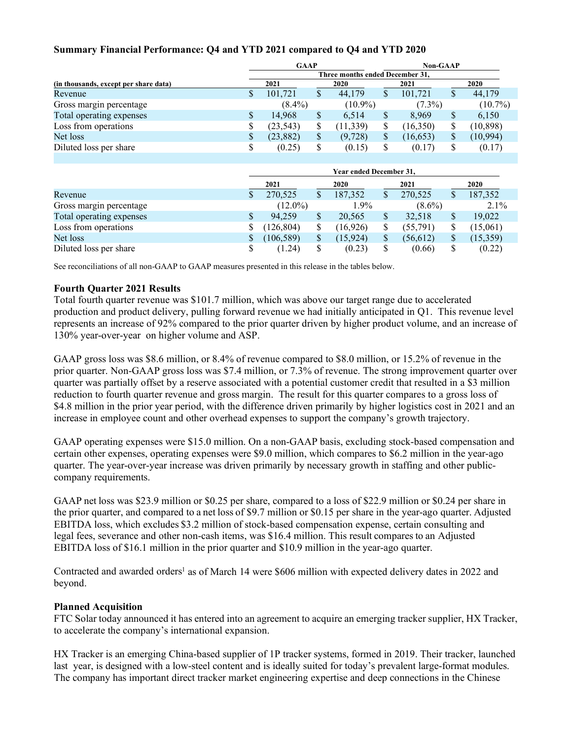### Summary Financial Performance: Q4 and YTD 2021 compared to Q4 and YTD 2020

| | GAAP | | Non-GAAP | |
|---|---|---|---|---|
| | Three months ended December 31, | | | |
| (in thousands, except per share data) | 2021 | 2020 | 2021 | 2020 |
| Revenue | $ 101,721 | $ 44,179 | $ 101,721 | $ 44,179 |
| Gross margin percentage | (8.4%) | (10.9%) | (7.3%) | (10.7%) |
| Total operating expenses | $ 14,968 | $ 6,514 | $ 8,969 | $ 6,150 |
| Loss from operations | $ (23,543) | $ (11,339) | $ (16,350) | $ (10,898) |
| Net loss | $ (23,882) | $ (9,728) | $ (16,653) | $ (10,994) |
| Diluted loss per share | $ (0.25) | $ (0.15) | $ (0.17) | $ (0.17) |
| | Year ended December 31, | | | |
| | 2021 | 2020 | 2021 | 2020 |
| Revenue | $ 270,525 | $ 187,352 | $ 270,525 | $ 187,352 |
| Gross margin percentage | (12.0%) | 1.9% | (8.6%) | 2.1% |
| Total operating expenses | $ 94,259 | $ 20,565 | $ 32,518 | $ 19,022 |
| Loss from operations | $ (126,804) | $ (16,926) | $ (55,791) | $ (15,061) |
| Net loss | $ (106,589) | $ (15,924) | $ (56,612) | $ (15,359) |
| Diluted loss per share | $ (1.24) | $ (0.23) | $ (0.66) | $ (0.22) |

See reconciliations of all non-GAAP to GAAP measures presented in this release in the tables below.

### Fourth Quarter 2021 Results

Total fourth quarter revenue was $101.7 million, which was above our target range due to accelerated production and product delivery, pulling forward revenue we had initially anticipated in Q1. This revenue level represents an increase of 92% compared to the prior quarter driven by higher product volume, and an increase of 130% year-over-year on higher volume and ASP.

GAAP gross loss was $8.6 million, or 8.4% of revenue compared to $8.0 million, or 15.2% of revenue in the prior quarter. Non-GAAP gross loss was $7.4 million, or 7.3% of revenue. The strong improvement quarter over quarter was partially offset by a reserve associated with a potential customer credit that resulted in a $3 million reduction to fourth quarter revenue and gross margin. The result for this quarter compares to a gross loss of $4.8 million in the prior year period, with the difference driven primarily by higher logistics cost in 2021 and an increase in employee count and other overhead expenses to support the company's growth trajectory.

GAAP operating expenses were $15.0 million. On a non-GAAP basis, excluding stock-based compensation and certain other expenses, operating expenses were $9.0 million, which compares to $6.2 million in the year-ago quarter. The year-over-year increase was driven primarily by necessary growth in staffing and other public-company requirements.

GAAP net loss was $23.9 million or $0.25 per share, compared to a loss of $22.9 million or $0.24 per share in the prior quarter, and compared to a net loss of $9.7 million or $0.15 per share in the year-ago quarter. Adjusted EBITDA loss, which excludes $3.2 million of stock-based compensation expense, certain consulting and legal fees, severance and other non-cash items, was $16.4 million. This result compares to an Adjusted EBITDA loss of $16.1 million in the prior quarter and $10.9 million in the year-ago quarter.

Contracted and awarded orders[1] as of March 14 were $606 million with expected delivery dates in 2022 and beyond.

### Planned Acquisition

FTC Solar today announced it has entered into an agreement to acquire an emerging tracker supplier, HX Tracker, to accelerate the company's international expansion.

HX Tracker is an emerging China-based supplier of 1P tracker systems, formed in 2019. Their tracker, launched last year, is designed with a low-steel content and is ideally suited for today's prevalent large-format modules. The company has important direct tracker market engineering expertise and deep connections in the Chinese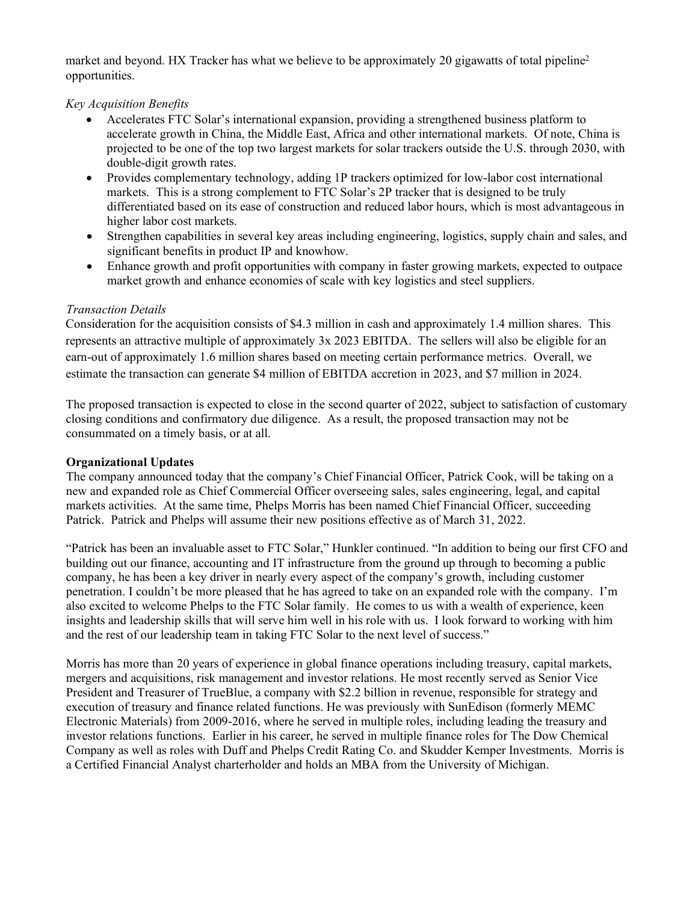market and beyond. HX Tracker has what we believe to be approximately 20 gigawatts of total pipeline[2] opportunities.

*Key Acquisition Benefits*

- Accelerates FTC Solar's international expansion, providing a strengthened business platform to accelerate growth in China, the Middle East, Africa and other international markets. Of note, China is projected to be one of the top two largest markets for solar trackers outside the U.S. through 2030, with double-digit growth rates.
- Provides complementary technology, adding 1P trackers optimized for low-labor cost international markets. This is a strong complement to FTC Solar's 2P tracker that is designed to be truly differentiated based on its ease of construction and reduced labor hours, which is most advantageous in higher labor cost markets.
- Strengthen capabilities in several key areas including engineering, logistics, supply chain and sales, and significant benefits in product IP and knowhow.
- Enhance growth and profit opportunities with company in faster growing markets, expected to outpace market growth and enhance economies of scale with key logistics and steel suppliers.

*Transaction Details*

Consideration for the acquisition consists of $4.3 million in cash and approximately 1.4 million shares. This represents an attractive multiple of approximately 3x 2023 EBITDA. The sellers will also be eligible for an earn-out of approximately 1.6 million shares based on meeting certain performance metrics. Overall, we estimate the transaction can generate $4 million of EBITDA accretion in 2023, and $7 million in 2024.

The proposed transaction is expected to close in the second quarter of 2022, subject to satisfaction of customary closing conditions and confirmatory due diligence. As a result, the proposed transaction may not be consummated on a timely basis, or at all.

**Organizational Updates**

The company announced today that the company's Chief Financial Officer, Patrick Cook, will be taking on a new and expanded role as Chief Commercial Officer overseeing sales, sales engineering, legal, and capital markets activities. At the same time, Phelps Morris has been named Chief Financial Officer, succeeding Patrick. Patrick and Phelps will assume their new positions effective as of March 31, 2022.

"Patrick has been an invaluable asset to FTC Solar," Hunkler continued. "In addition to being our first CFO and building out our finance, accounting and IT infrastructure from the ground up through to becoming a public company, he has been a key driver in nearly every aspect of the company's growth, including customer penetration. I couldn't be more pleased that he has agreed to take on an expanded role with the company. I'm also excited to welcome Phelps to the FTC Solar family. He comes to us with a wealth of experience, keen insights and leadership skills that will serve him well in his role with us. I look forward to working with him and the rest of our leadership team in taking FTC Solar to the next level of success."

Morris has more than 20 years of experience in global finance operations including treasury, capital markets, mergers and acquisitions, risk management and investor relations. He most recently served as Senior Vice President and Treasurer of TrueBlue, a company with $2.2 billion in revenue, responsible for strategy and execution of treasury and finance related functions. He was previously with SunEdison (formerly MEMC Electronic Materials) from 2009-2016, where he served in multiple roles, including leading the treasury and investor relations functions. Earlier in his career, he served in multiple finance roles for The Dow Chemical Company as well as roles with Duff and Phelps Credit Rating Co. and Skudder Kemper Investments. Morris is a Certified Financial Analyst charterholder and holds an MBA from the University of Michigan.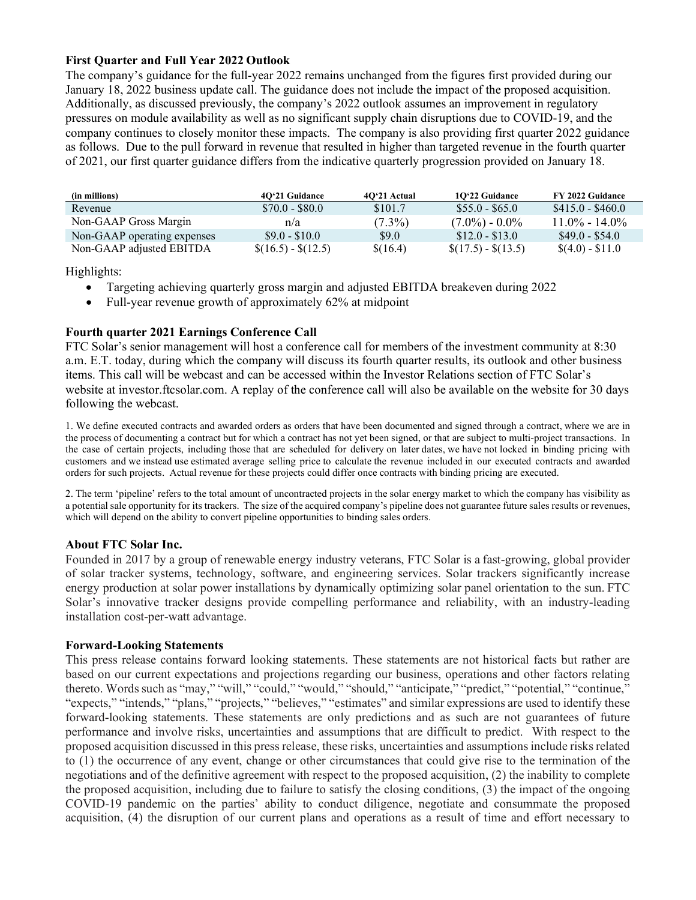**First Quarter and Full Year 2022 Outlook**

The company's guidance for the full-year 2022 remains unchanged from the figures first provided during our January 18, 2022 business update call. The guidance does not include the impact of the proposed acquisition. Additionally, as discussed previously, the company's 2022 outlook assumes an improvement in regulatory pressures on module availability as well as no significant supply chain disruptions due to COVID-19, and the company continues to closely monitor these impacts. The company is also providing first quarter 2022 guidance as follows. Due to the pull forward in revenue that resulted in higher than targeted revenue in the fourth quarter of 2021, our first quarter guidance differs from the indicative quarterly progression provided on January 18.

| (in millions) | 4Q'21 Guidance | 4Q'21 Actual | 1Q'22 Guidance | FY 2022 Guidance |
|---|---|---|---|---|
| Revenue | $70.0 - $80.0 | $101.7 | $55.0 - $65.0 | $415.0 - $460.0 |
| Non-GAAP Gross Margin | n/a | (7.3%) | (7.0%) - 0.0% | 11.0% - 14.0% |
| Non-GAAP operating expenses | $9.0 - $10.0 | $9.0 | $12.0 - $13.0 | $49.0 - $54.0 |
| Non-GAAP adjusted EBITDA | $(16.5) - $(12.5) | $(16.4) | $(17.5) - $(13.5) | $(4.0) - $11.0 |

Highlights:

- Targeting achieving quarterly gross margin and adjusted EBITDA breakeven during 2022
- Full-year revenue growth of approximately 62% at midpoint

**Fourth quarter 2021 Earnings Conference Call**

FTC Solar's senior management will host a conference call for members of the investment community at 8:30 a.m. E.T. today, during which the company will discuss its fourth quarter results, its outlook and other business items. This call will be webcast and can be accessed within the Investor Relations section of FTC Solar's website at investor.ftcsolar.com. A replay of the conference call will also be available on the website for 30 days following the webcast.

1. We define executed contracts and awarded orders as orders that have been documented and signed through a contract, where we are in the process of documenting a contract but for which a contract has not yet been signed, or that are subject to multi-project transactions. In the case of certain projects, including those that are scheduled for delivery on later dates, we have not locked in binding pricing with customers and we instead use estimated average selling price to calculate the revenue included in our executed contracts and awarded orders for such projects. Actual revenue for these projects could differ once contracts with binding pricing are executed.

2. The term 'pipeline' refers to the total amount of uncontracted projects in the solar energy market to which the company has visibility as a potential sale opportunity for its trackers. The size of the acquired company's pipeline does not guarantee future sales results or revenues, which will depend on the ability to convert pipeline opportunities to binding sales orders.

**About FTC Solar Inc.**

Founded in 2017 by a group of renewable energy industry veterans, FTC Solar is a fast-growing, global provider of solar tracker systems, technology, software, and engineering services. Solar trackers significantly increase energy production at solar power installations by dynamically optimizing solar panel orientation to the sun. FTC Solar's innovative tracker designs provide compelling performance and reliability, with an industry-leading installation cost-per-watt advantage.

**Forward-Looking Statements**

This press release contains forward looking statements. These statements are not historical facts but rather are based on our current expectations and projections regarding our business, operations and other factors relating thereto. Words such as "may," "will," "could," "would," "should," "anticipate," "predict," "potential," "continue," "expects," "intends," "plans," "projects," "believes," "estimates" and similar expressions are used to identify these forward-looking statements. These statements are only predictions and as such are not guarantees of future performance and involve risks, uncertainties and assumptions that are difficult to predict. With respect to the proposed acquisition discussed in this press release, these risks, uncertainties and assumptions include risks related to (1) the occurrence of any event, change or other circumstances that could give rise to the termination of the negotiations and of the definitive agreement with respect to the proposed acquisition, (2) the inability to complete the proposed acquisition, including due to failure to satisfy the closing conditions, (3) the impact of the ongoing COVID-19 pandemic on the parties' ability to conduct diligence, negotiate and consummate the proposed acquisition, (4) the disruption of our current plans and operations as a result of time and effort necessary to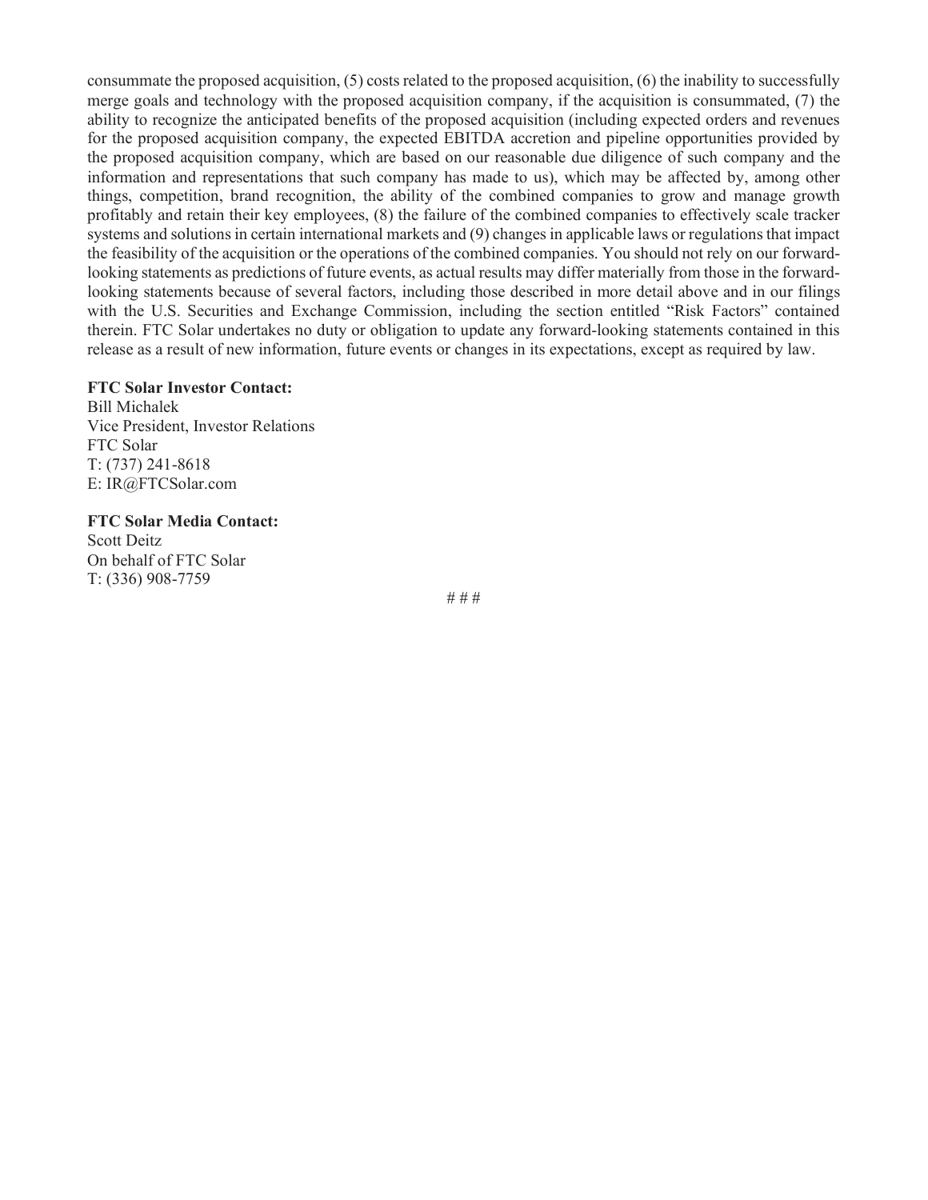consummate the proposed acquisition, (5) costs related to the proposed acquisition, (6) the inability to successfully merge goals and technology with the proposed acquisition company, if the acquisition is consummated, (7) the ability to recognize the anticipated benefits of the proposed acquisition (including expected orders and revenues for the proposed acquisition company, the expected EBITDA accretion and pipeline opportunities provided by the proposed acquisition company, which are based on our reasonable due diligence of such company and the information and representations that such company has made to us), which may be affected by, among other things, competition, brand recognition, the ability of the combined companies to grow and manage growth profitably and retain their key employees, (8) the failure of the combined companies to effectively scale tracker systems and solutions in certain international markets and (9) changes in applicable laws or regulations that impact the feasibility of the acquisition or the operations of the combined companies. You should not rely on our forward-looking statements as predictions of future events, as actual results may differ materially from those in the forward-looking statements because of several factors, including those described in more detail above and in our filings with the U.S. Securities and Exchange Commission, including the section entitled "Risk Factors" contained therein. FTC Solar undertakes no duty or obligation to update any forward-looking statements contained in this release as a result of new information, future events or changes in its expectations, except as required by law.

**FTC Solar Investor Contact:**
Bill Michalek
Vice President, Investor Relations
FTC Solar
T: (737) 241-8618
E: IR@FTCSolar.com

**FTC Solar Media Contact:**
Scott Deitz
On behalf of FTC Solar
T: (336) 908-7759

# # #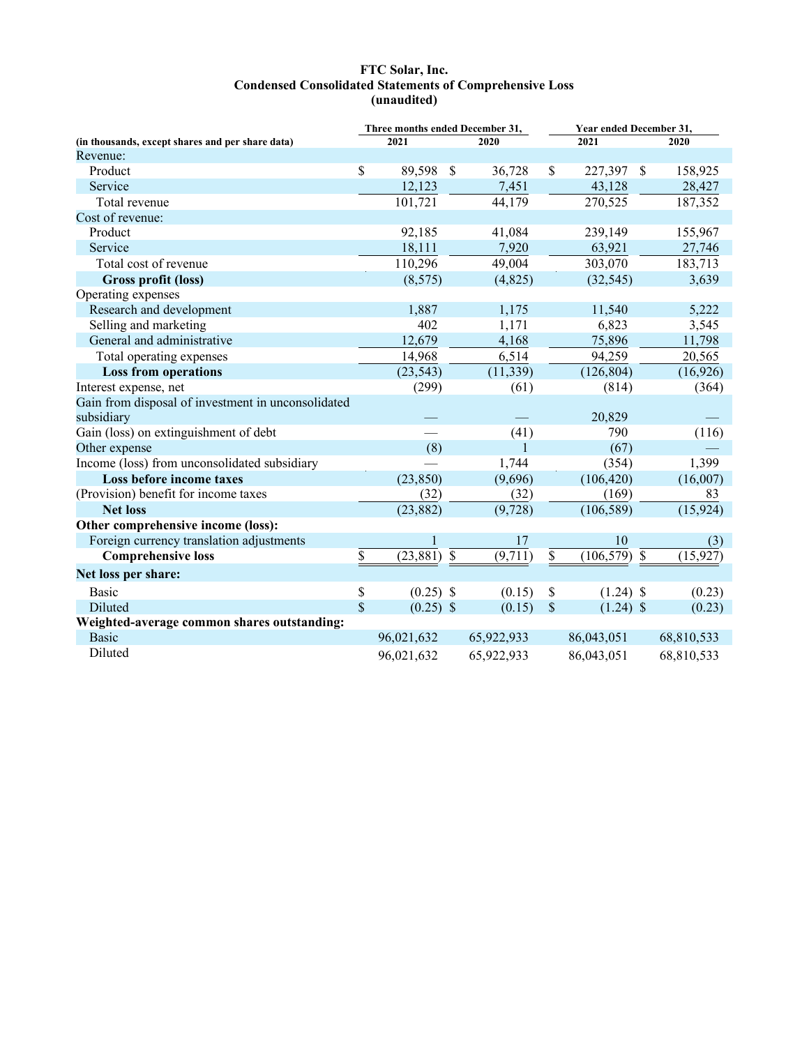# FTC Solar, Inc.
## Condensed Consolidated Statements of Comprehensive Loss
### (unaudited)

| (in thousands, except shares and per share data) | Three months ended December 31, 2021 | Three months ended December 31, 2020 | Year ended December 31, 2021 | Year ended December 31, 2020 |
|---|---|---|---|---|
| Revenue: | | | | |
| Product | $ 89,598 | $ 36,728 | $ 227,397 | $ 158,925 |
| Service | 12,123 | 7,451 | 43,128 | 28,427 |
| Total revenue | 101,721 | 44,179 | 270,525 | 187,352 |
| Cost of revenue: | | | | |
| Product | 92,185 | 41,084 | 239,149 | 155,967 |
| Service | 18,111 | 7,920 | 63,921 | 27,746 |
| Total cost of revenue | 110,296 | 49,004 | 303,070 | 183,713 |
| **Gross profit (loss)** | (8,575) | (4,825) | (32,545) | 3,639 |
| Operating expenses | | | | |
| Research and development | 1,887 | 1,175 | 11,540 | 5,222 |
| Selling and marketing | 402 | 1,171 | 6,823 | 3,545 |
| General and administrative | 12,679 | 4,168 | 75,896 | 11,798 |
| Total operating expenses | 14,968 | 6,514 | 94,259 | 20,565 |
| **Loss from operations** | (23,543) | (11,339) | (126,804) | (16,926) |
| Interest expense, net | (299) | (61) | (814) | (364) |
| Gain from disposal of investment in unconsolidated subsidiary | — | — | 20,829 | — |
| Gain (loss) on extinguishment of debt | — | (41) | 790 | (116) |
| Other expense | (8) | 1 | (67) | — |
| Income (loss) from unconsolidated subsidiary | — | 1,744 | (354) | 1,399 |
| **Loss before income taxes** | (23,850) | (9,696) | (106,420) | (16,007) |
| (Provision) benefit for income taxes | (32) | (32) | (169) | 83 |
| **Net loss** | (23,882) | (9,728) | (106,589) | (15,924) |
| **Other comprehensive income (loss):** | | | | |
| Foreign currency translation adjustments | 1 | 17 | 10 | (3) |
| **Comprehensive loss** | $ (23,881) | $ (9,711) | $ (106,579) | $ (15,927) |
| **Net loss per share:** | | | | |
| Basic | $ (0.25) | $ (0.15) | $ (1.24) | $ (0.23) |
| Diluted | $ (0.25) | $ (0.15) | $ (1.24) | $ (0.23) |
| **Weighted-average common shares outstanding:** | | | | |
| Basic | 96,021,632 | 65,922,933 | 86,043,051 | 68,810,533 |
| Diluted | 96,021,632 | 65,922,933 | 86,043,051 | 68,810,533 |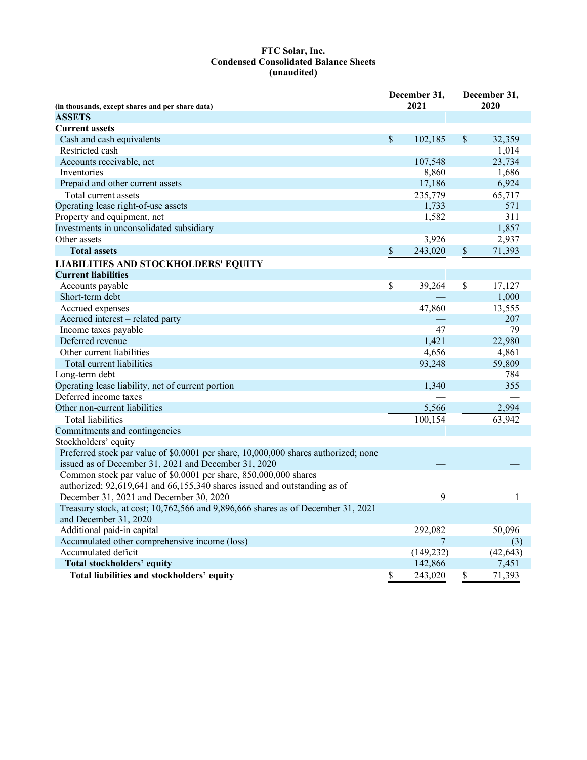**FTC Solar, Inc.**
**Condensed Consolidated Balance Sheets**
**(unaudited)**

| (in thousands, except shares and per share data) | December 31, 2021 | December 31, 2020 |
|---|---|---|
| **ASSETS** | | |
| **Current assets** | | |
| Cash and cash equivalents | $ 102,185 | $ 32,359 |
| Restricted cash | — | 1,014 |
| Accounts receivable, net | 107,548 | 23,734 |
| Inventories | 8,860 | 1,686 |
| Prepaid and other current assets | 17,186 | 6,924 |
| Total current assets | 235,779 | 65,717 |
| Operating lease right-of-use assets | 1,733 | 571 |
| Property and equipment, net | 1,582 | 311 |
| Investments in unconsolidated subsidiary | — | 1,857 |
| Other assets | 3,926 | 2,937 |
| **Total assets** | $ 243,020 | $ 71,393 |
| **LIABILITIES AND STOCKHOLDERS' EQUITY** | | |
| **Current liabilities** | | |
| Accounts payable | $ 39,264 | $ 17,127 |
| Short-term debt | — | 1,000 |
| Accrued expenses | 47,860 | 13,555 |
| Accrued interest – related party | — | 207 |
| Income taxes payable | 47 | 79 |
| Deferred revenue | 1,421 | 22,980 |
| Other current liabilities | 4,656 | 4,861 |
| Total current liabilities | 93,248 | 59,809 |
| Long-term debt | — | 784 |
| Operating lease liability, net of current portion | 1,340 | 355 |
| Deferred income taxes | — | — |
| Other non-current liabilities | 5,566 | 2,994 |
| Total liabilities | 100,154 | 63,942 |
| Commitments and contingencies | | |
| Stockholders' equity | | |
| Preferred stock par value of $0.0001 per share, 10,000,000 shares authorized; none issued as of December 31, 2021 and December 31, 2020 | — | — |
| Common stock par value of $0.0001 per share, 850,000,000 shares authorized; 92,619,641 and 66,155,340 shares issued and outstanding as of December 31, 2021 and December 30, 2020 | 9 | 1 |
| Treasury stock, at cost; 10,762,566 and 9,896,666 shares as of December 31, 2021 and December 31, 2020 | — | — |
| Additional paid-in capital | 292,082 | 50,096 |
| Accumulated other comprehensive income (loss) | 7 | (3) |
| Accumulated deficit | (149,232) | (42,643) |
| **Total stockholders' equity** | 142,866 | 7,451 |
| **Total liabilities and stockholders' equity** | $ 243,020 | $ 71,393 |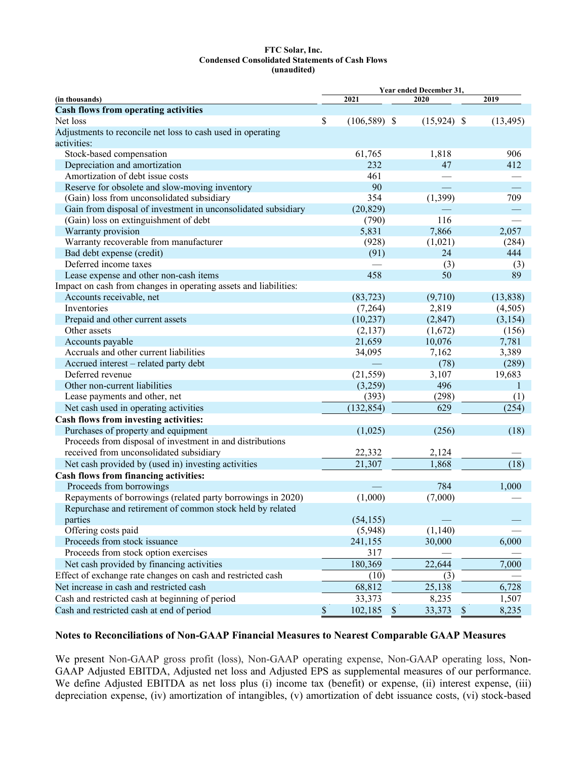**FTC Solar, Inc.**
**Condensed Consolidated Statements of Cash Flows**
**(unaudited)**

| (in thousands) | Year ended December 31, 2021 | 2020 | 2019 |
|---|---|---|---|
| **Cash flows from operating activities** | | | |
| Net loss | $ (106,589) | $ (15,924) | $ (13,495) |
| Adjustments to reconcile net loss to cash used in operating activities: | | | |
| Stock-based compensation | 61,765 | 1,818 | 906 |
| Depreciation and amortization | 232 | 47 | 412 |
| Amortization of debt issue costs | 461 | — | — |
| Reserve for obsolete and slow-moving inventory | 90 | — | — |
| (Gain) loss from unconsolidated subsidiary | 354 | (1,399) | 709 |
| Gain from disposal of investment in unconsolidated subsidiary | (20,829) | — | — |
| (Gain) loss on extinguishment of debt | (790) | 116 | — |
| Warranty provision | 5,831 | 7,866 | 2,057 |
| Warranty recoverable from manufacturer | (928) | (1,021) | (284) |
| Bad debt expense (credit) | (91) | 24 | 444 |
| Deferred income taxes | — | (3) | (3) |
| Lease expense and other non-cash items | 458 | 50 | 89 |
| Impact on cash from changes in operating assets and liabilities: | | | |
| Accounts receivable, net | (83,723) | (9,710) | (13,838) |
| Inventories | (7,264) | 2,819 | (4,505) |
| Prepaid and other current assets | (10,237) | (2,847) | (3,154) |
| Other assets | (2,137) | (1,672) | (156) |
| Accounts payable | 21,659 | 10,076 | 7,781 |
| Accruals and other current liabilities | 34,095 | 7,162 | 3,389 |
| Accrued interest – related party debt | — | (78) | (289) |
| Deferred revenue | (21,559) | 3,107 | 19,683 |
| Other non-current liabilities | (3,259) | 496 | 1 |
| Lease payments and other, net | (393) | (298) | (1) |
| Net cash used in operating activities | (132,854) | 629 | (254) |
| **Cash flows from investing activities:** | | | |
| Purchases of property and equipment | (1,025) | (256) | (18) |
| Proceeds from disposal of investment in and distributions received from unconsolidated subsidiary | 22,332 | 2,124 | — |
| Net cash provided by (used in) investing activities | 21,307 | 1,868 | (18) |
| **Cash flows from financing activities:** | | | |
| Proceeds from borrowings | — | 784 | 1,000 |
| Repayments of borrowings (related party borrowings in 2020) | (1,000) | (7,000) | — |
| Repurchase and retirement of common stock held by related parties | (54,155) | — | — |
| Offering costs paid | (5,948) | (1,140) | — |
| Proceeds from stock issuance | 241,155 | 30,000 | 6,000 |
| Proceeds from stock option exercises | 317 | — | — |
| Net cash provided by financing activities | 180,369 | 22,644 | 7,000 |
| Effect of exchange rate changes on cash and restricted cash | (10) | (3) | — |
| Net increase in cash and restricted cash | 68,812 | 25,138 | 6,728 |
| Cash and restricted cash at beginning of period | 33,373 | 8,235 | 1,507 |
| Cash and restricted cash at end of period | $ 102,185 | $ 33,373 | $ 8,235 |

## Notes to Reconciliations of Non-GAAP Financial Measures to Nearest Comparable GAAP Measures

We present Non-GAAP gross profit (loss), Non-GAAP operating expense, Non-GAAP operating loss, Non-GAAP Adjusted EBITDA, Adjusted net loss and Adjusted EPS as supplemental measures of our performance. We define Adjusted EBITDA as net loss plus (i) income tax (benefit) or expense, (ii) interest expense, (iii) depreciation expense, (iv) amortization of intangibles, (v) amortization of debt issuance costs, (vi) stock-based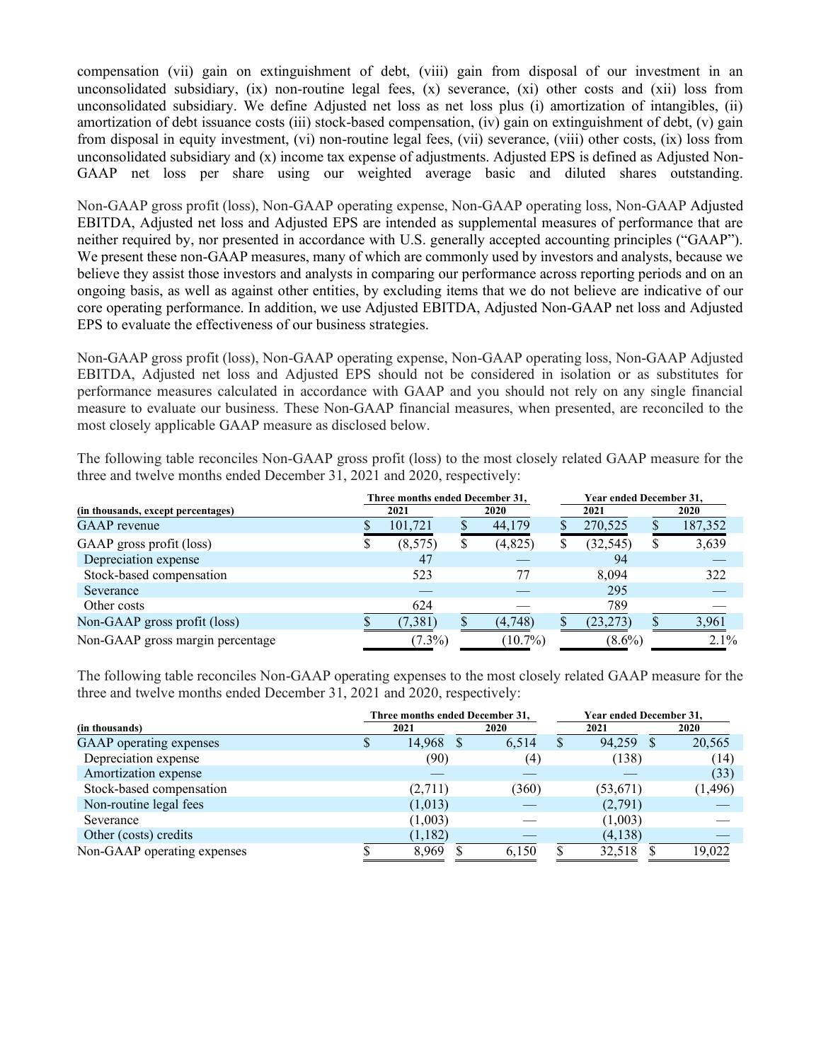compensation (vii) gain on extinguishment of debt, (viii) gain from disposal of our investment in an unconsolidated subsidiary, (ix) non-routine legal fees, (x) severance, (xi) other costs and (xii) loss from unconsolidated subsidiary. We define Adjusted net loss as net loss plus (i) amortization of intangibles, (ii) amortization of debt issuance costs (iii) stock-based compensation, (iv) gain on extinguishment of debt, (v) gain from disposal in equity investment, (vi) non-routine legal fees, (vii) severance, (viii) other costs, (ix) loss from unconsolidated subsidiary and (x) income tax expense of adjustments. Adjusted EPS is defined as Adjusted Non-GAAP net loss per share using our weighted average basic and diluted shares outstanding.

Non-GAAP gross profit (loss), Non-GAAP operating expense, Non-GAAP operating loss, Non-GAAP Adjusted EBITDA, Adjusted net loss and Adjusted EPS are intended as supplemental measures of performance that are neither required by, nor presented in accordance with U.S. generally accepted accounting principles ("GAAP"). We present these non-GAAP measures, many of which are commonly used by investors and analysts, because we believe they assist those investors and analysts in comparing our performance across reporting periods and on an ongoing basis, as well as against other entities, by excluding items that we do not believe are indicative of our core operating performance. In addition, we use Adjusted EBITDA, Adjusted Non-GAAP net loss and Adjusted EPS to evaluate the effectiveness of our business strategies.

Non-GAAP gross profit (loss), Non-GAAP operating expense, Non-GAAP operating loss, Non-GAAP Adjusted EBITDA, Adjusted net loss and Adjusted EPS should not be considered in isolation or as substitutes for performance measures calculated in accordance with GAAP and you should not rely on any single financial measure to evaluate our business. These Non-GAAP financial measures, when presented, are reconciled to the most closely applicable GAAP measure as disclosed below.

The following table reconciles Non-GAAP gross profit (loss) to the most closely related GAAP measure for the three and twelve months ended December 31, 2021 and 2020, respectively:

| | Three months ended December 31, | | Year ended December 31, | |
|---|---|---|---|---|
| **(in thousands, except percentages)** | **2021** | **2020** | **2021** | **2020** |
| GAAP revenue | $ 101,721 | $ 44,179 | $ 270,525 | $ 187,352 |
| GAAP gross profit (loss) | $ (8,575) | $ (4,825) | $ (32,545) | $ 3,639 |
| Depreciation expense | 47 | — | 94 | — |
| Stock-based compensation | 523 | 77 | 8,094 | 322 |
| Severance | — | — | 295 | — |
| Other costs | 624 | — | 789 | — |
| Non-GAAP gross profit (loss) | $ (7,381) | $ (4,748) | $ (23,273) | $ 3,961 |
| Non-GAAP gross margin percentage | (7.3%) | (10.7%) | (8.6%) | 2.1% |

The following table reconciles Non-GAAP operating expenses to the most closely related GAAP measure for the three and twelve months ended December 31, 2021 and 2020, respectively:

| | Three months ended December 31, | | Year ended December 31, | |
|---|---|---|---|---|
| **(in thousands)** | **2021** | **2020** | **2021** | **2020** |
| GAAP operating expenses | $ 14,968 | $ 6,514 | $ 94,259 | $ 20,565 |
| Depreciation expense | (90) | (4) | (138) | (14) |
| Amortization expense | — | — | — | (33) |
| Stock-based compensation | (2,711) | (360) | (53,671) | (1,496) |
| Non-routine legal fees | (1,013) | — | (2,791) | — |
| Severance | (1,003) | — | (1,003) | — |
| Other (costs) credits | (1,182) | — | (4,138) | — |
| Non-GAAP operating expenses | $ 8,969 | $ 6,150 | $ 32,518 | $ 19,022 |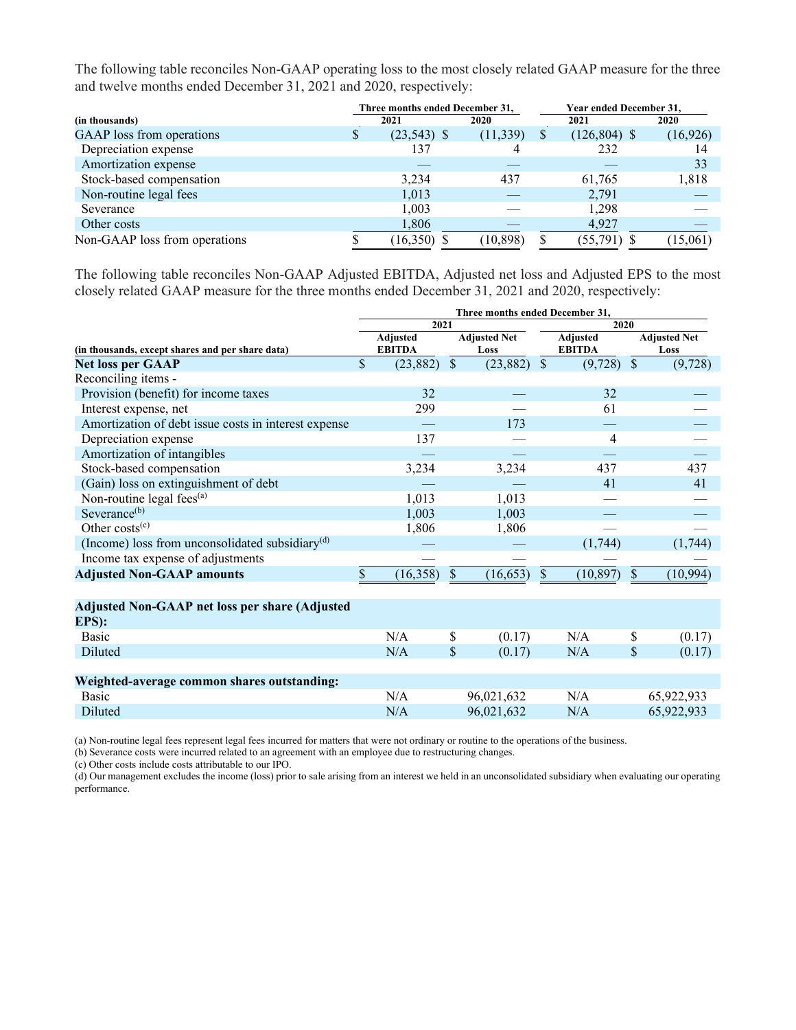The following table reconciles Non-GAAP operating loss to the most closely related GAAP measure for the three and twelve months ended December 31, 2021 and 2020, respectively:

| (in thousands) | Three months ended December 31, 2021 | Three months ended December 31, 2020 | Year ended December 31, 2021 | Year ended December 31, 2020 |
|---|---|---|---|---|
| GAAP loss from operations | $ (23,543) | $ (11,339) | $ (126,804) | $ (16,926) |
| Depreciation expense | 137 | 4 | 232 | 14 |
| Amortization expense | — | — | — | 33 |
| Stock-based compensation | 3,234 | 437 | 61,765 | 1,818 |
| Non-routine legal fees | 1,013 | — | 2,791 | — |
| Severance | 1,003 | — | 1,298 | — |
| Other costs | 1,806 | — | 4,927 | — |
| Non-GAAP loss from operations | $ (16,350) | $ (10,898) | $ (55,791) | $ (15,061) |

The following table reconciles Non-GAAP Adjusted EBITDA, Adjusted net loss and Adjusted EPS to the most closely related GAAP measure for the three months ended December 31, 2021 and 2020, respectively:

| | Three months ended December 31, | | | |
|---|---|---|---|---|
| | 2021 | | 2020 | |
| (in thousands, except shares and per share data) | Adjusted EBITDA | Adjusted Net Loss | Adjusted EBITDA | Adjusted Net Loss |
| **Net loss per GAAP** | $ (23,882) | $ (23,882) | $ (9,728) | $ (9,728) |
| Reconciling items - | | | | |
| Provision (benefit) for income taxes | 32 | — | 32 | — |
| Interest expense, net | 299 | — | 61 | — |
| Amortization of debt issue costs in interest expense | — | 173 | — | — |
| Depreciation expense | 137 | — | 4 | — |
| Amortization of intangibles | — | — | — | — |
| Stock-based compensation | 3,234 | 3,234 | 437 | 437 |
| (Gain) loss on extinguishment of debt | — | — | 41 | 41 |
| Non-routine legal fees[(a)] | 1,013 | 1,013 | — | — |
| Severance[(b)] | 1,003 | 1,003 | — | — |
| Other costs[(c)] | 1,806 | 1,806 | — | — |
| (Income) loss from unconsolidated subsidiary[(d)] | — | — | (1,744) | (1,744) |
| Income tax expense of adjustments | — | — | — | — |
| **Adjusted Non-GAAP amounts** | $ (16,358) | $ (16,653) | $ (10,897) | $ (10,994) |
| | | | | |
| **Adjusted Non-GAAP net loss per share (Adjusted EPS):** | | | | |
| Basic | N/A | $ (0.17) | N/A | $ (0.17) |
| Diluted | N/A | $ (0.17) | N/A | $ (0.17) |
| | | | | |
| **Weighted-average common shares outstanding:** | | | | |
| Basic | N/A | 96,021,632 | N/A | 65,922,933 |
| Diluted | N/A | 96,021,632 | N/A | 65,922,933 |

(a) Non-routine legal fees represent legal fees incurred for matters that were not ordinary or routine to the operations of the business.

(b) Severance costs were incurred related to an agreement with an employee due to restructuring changes.

(c) Other costs include costs attributable to our IPO.

(d) Our management excludes the income (loss) prior to sale arising from an interest we held in an unconsolidated subsidiary when evaluating our operating performance.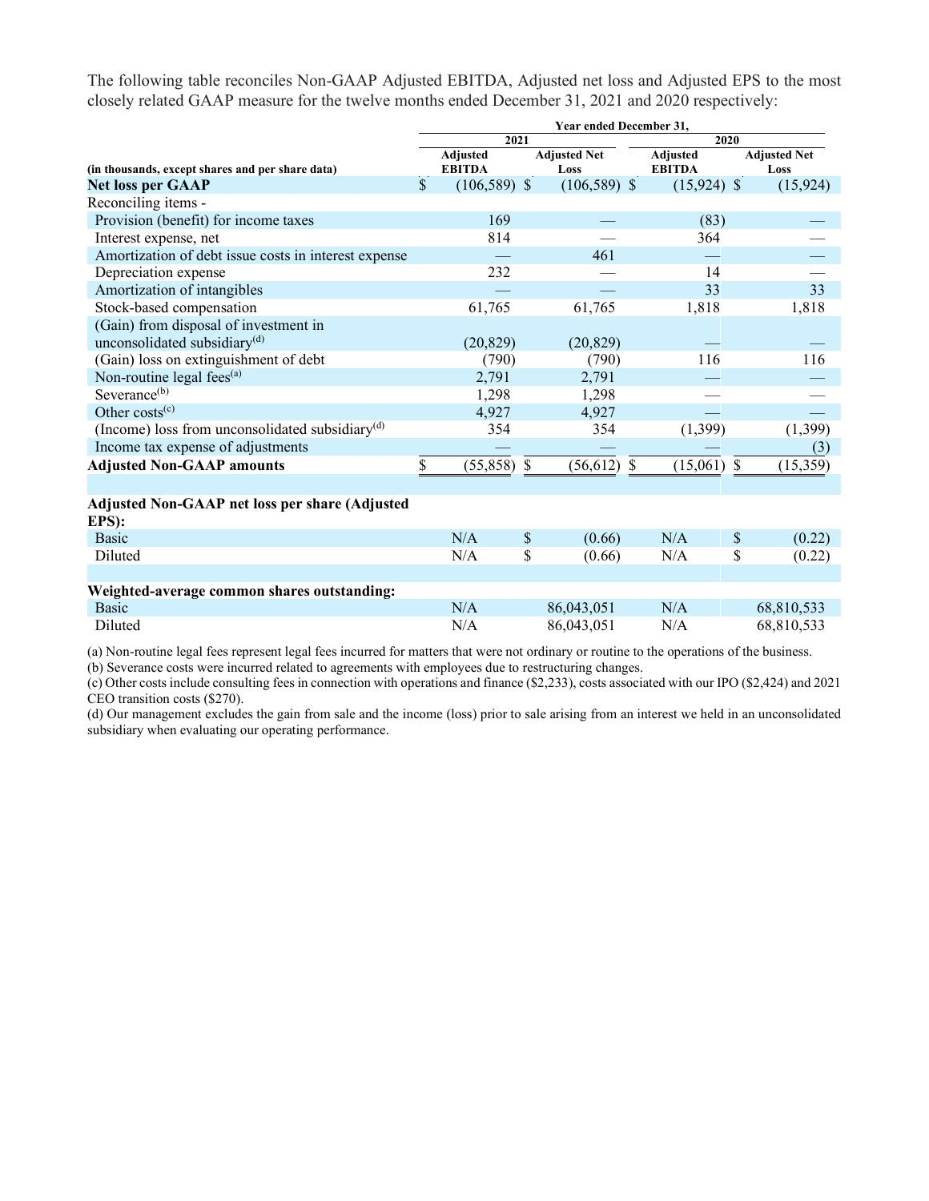The following table reconciles Non-GAAP Adjusted EBITDA, Adjusted net loss and Adjusted EPS to the most closely related GAAP measure for the twelve months ended December 31, 2021 and 2020 respectively:

| | Year ended December 31, | | | |
|---|---|---|---|---|
| | 2021 | | 2020 | |
| (in thousands, except shares and per share data) | Adjusted EBITDA | Adjusted Net Loss | Adjusted EBITDA | Adjusted Net Loss |
| **Net loss per GAAP** | $ (106,589) | $ (106,589) | $ (15,924) | $ (15,924) |
| Reconciling items - | | | | |
| Provision (benefit) for income taxes | 169 | — | (83) | — |
| Interest expense, net | 814 | — | 364 | — |
| Amortization of debt issue costs in interest expense | — | 461 | — | — |
| Depreciation expense | 232 | — | 14 | — |
| Amortization of intangibles | — | — | 33 | 33 |
| Stock-based compensation | 61,765 | 61,765 | 1,818 | 1,818 |
| (Gain) from disposal of investment in unconsolidated subsidiary[(d)] | (20,829) | (20,829) | — | — |
| (Gain) loss on extinguishment of debt | (790) | (790) | 116 | 116 |
| Non-routine legal fees[(a)] | 2,791 | 2,791 | — | — |
| Severance[(b)] | 1,298 | 1,298 | — | — |
| Other costs[(c)] | 4,927 | 4,927 | — | — |
| (Income) loss from unconsolidated subsidiary[(d)] | 354 | 354 | (1,399) | (1,399) |
| Income tax expense of adjustments | — | — | — | (3) |
| **Adjusted Non-GAAP amounts** | $ (55,858) | $ (56,612) | $ (15,061) | $ (15,359) |
| | | | | |
| **Adjusted Non-GAAP net loss per share (Adjusted EPS):** | | | | |
| Basic | N/A | $ (0.66) | N/A | $ (0.22) |
| Diluted | N/A | $ (0.66) | N/A | $ (0.22) |
| | | | | |
| **Weighted-average common shares outstanding:** | | | | |
| Basic | N/A | 86,043,051 | N/A | 68,810,533 |
| Diluted | N/A | 86,043,051 | N/A | 68,810,533 |

(a) Non-routine legal fees represent legal fees incurred for matters that were not ordinary or routine to the operations of the business.

(b) Severance costs were incurred related to agreements with employees due to restructuring changes.

(c) Other costs include consulting fees in connection with operations and finance ($2,233), costs associated with our IPO ($2,424) and 2021 CEO transition costs ($270).

(d) Our management excludes the gain from sale and the income (loss) prior to sale arising from an interest we held in an unconsolidated subsidiary when evaluating our operating performance.